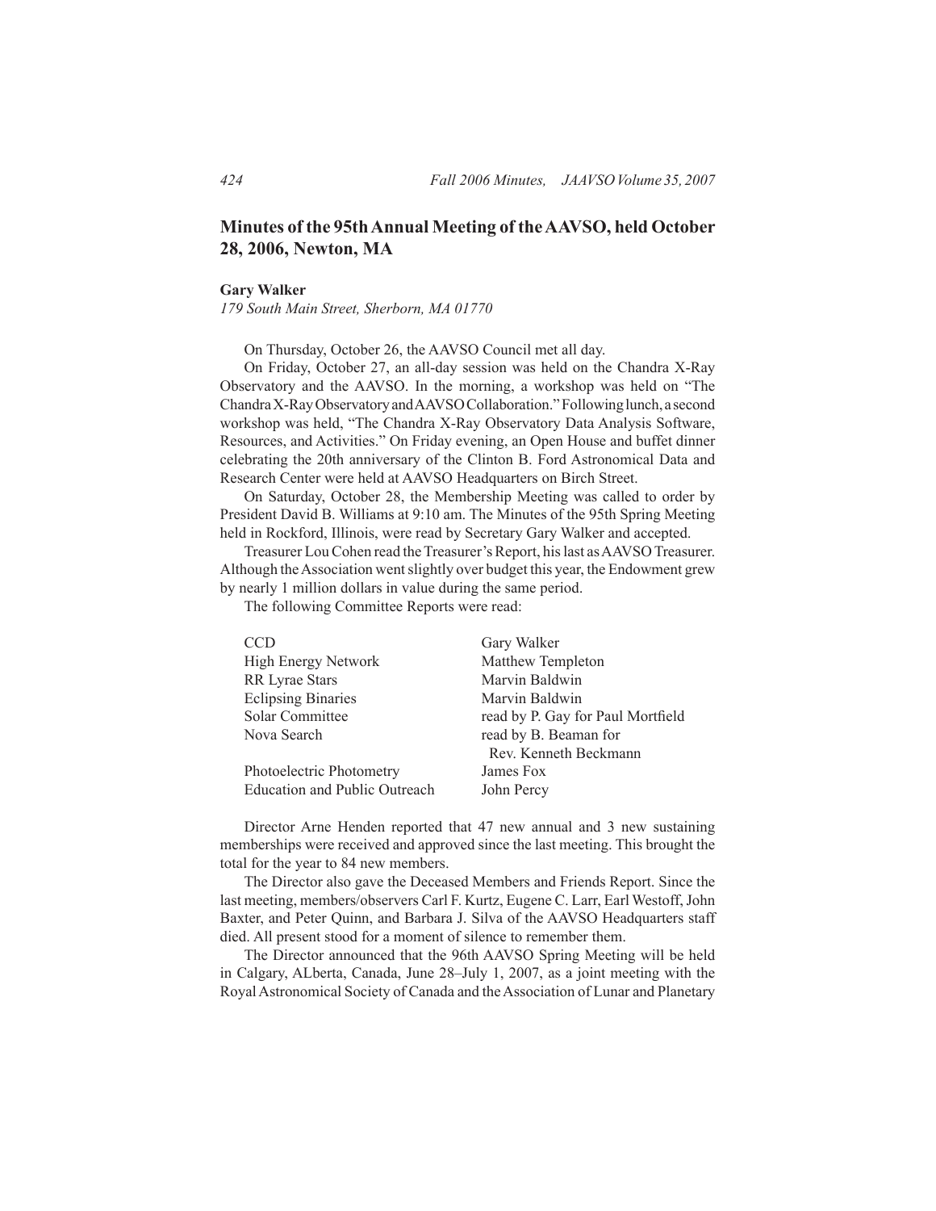# Minutes of the 95th Annual Meeting of the AAVSO, held October 28, 2006, Newton, MA

**Gary Walker**
*179 South Main Street, Sherborn, MA 01770*

On Thursday, October 26, the AAVSO Council met all day.

On Friday, October 27, an all-day session was held on the Chandra X-Ray Observatory and the AAVSO. In the morning, a workshop was held on "The Chandra X-Ray Observatory and AAVSO Collaboration." Following lunch, a second workshop was held, "The Chandra X-Ray Observatory Data Analysis Software, Resources, and Activities." On Friday evening, an Open House and buffet dinner celebrating the 20th anniversary of the Clinton B. Ford Astronomical Data and Research Center were held at AAVSO Headquarters on Birch Street.

On Saturday, October 28, the Membership Meeting was called to order by President David B. Williams at 9:10 am. The Minutes of the 95th Spring Meeting held in Rockford, Illinois, were read by Secretary Gary Walker and accepted.

Treasurer Lou Cohen read the Treasurer's Report, his last as AAVSO Treasurer. Although the Association went slightly over budget this year, the Endowment grew by nearly 1 million dollars in value during the same period.

The following Committee Reports were read:

| | |
|---|---|
| CCD | Gary Walker |
| High Energy Network | Matthew Templeton |
| RR Lyrae Stars | Marvin Baldwin |
| Eclipsing Binaries | Marvin Baldwin |
| Solar Committee | read by P. Gay for Paul Mortfield |
| Nova Search | read by B. Beaman for Rev. Kenneth Beckmann |
| Photoelectric Photometry | James Fox |
| Education and Public Outreach | John Percy |

Director Arne Henden reported that 47 new annual and 3 new sustaining memberships were received and approved since the last meeting. This brought the total for the year to 84 new members.

The Director also gave the Deceased Members and Friends Report. Since the last meeting, members/observers Carl F. Kurtz, Eugene C. Larr, Earl Westoff, John Baxter, and Peter Quinn, and Barbara J. Silva of the AAVSO Headquarters staff died. All present stood for a moment of silence to remember them.

The Director announced that the 96th AAVSO Spring Meeting will be held in Calgary, ALberta, Canada, June 28–July 1, 2007, as a joint meeting with the Royal Astronomical Society of Canada and the Association of Lunar and Planetary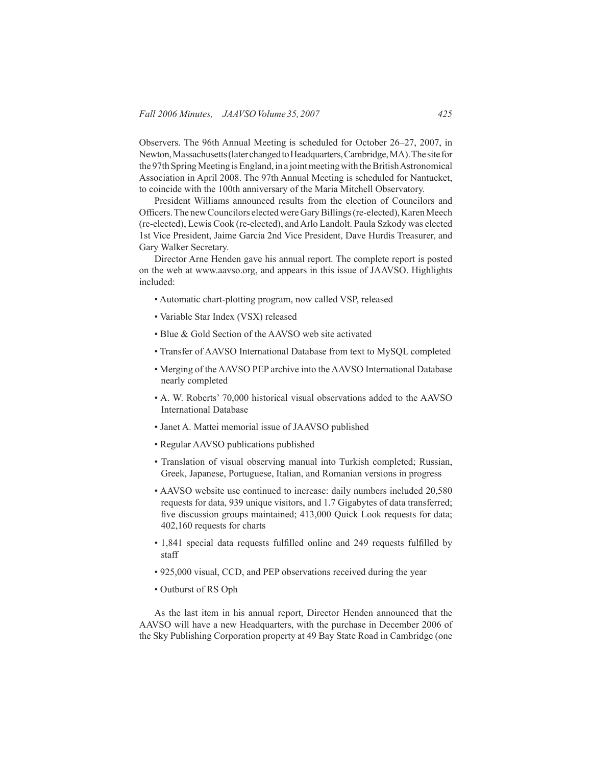Observers. The 96th Annual Meeting is scheduled for October 26–27, 2007, in Newton, Massachusetts (later changed to Headquarters, Cambridge, MA). The site for the 97th Spring Meeting is England, in a joint meeting with the British Astronomical Association in April 2008. The 97th Annual Meeting is scheduled for Nantucket, to coincide with the 100th anniversary of the Maria Mitchell Observatory.

President Williams announced results from the election of Councilors and Officers. The new Councilors elected were Gary Billings (re-elected), Karen Meech (re-elected), Lewis Cook (re-elected), and Arlo Landolt. Paula Szkody was elected 1st Vice President, Jaime Garcia 2nd Vice President, Dave Hurdis Treasurer, and Gary Walker Secretary.

Director Arne Henden gave his annual report. The complete report is posted on the web at www.aavso.org, and appears in this issue of JAAVSO. Highlights included:

- Automatic chart-plotting program, now called VSP, released
- Variable Star Index (VSX) released
- Blue & Gold Section of the AAVSO web site activated
- Transfer of AAVSO International Database from text to MySQL completed
- Merging of the AAVSO PEP archive into the AAVSO International Database nearly completed
- A. W. Roberts' 70,000 historical visual observations added to the AAVSO International Database
- Janet A. Mattei memorial issue of JAAVSO published
- Regular AAVSO publications published
- Translation of visual observing manual into Turkish completed; Russian, Greek, Japanese, Portuguese, Italian, and Romanian versions in progress
- AAVSO website use continued to increase: daily numbers included 20,580 requests for data, 939 unique visitors, and 1.7 Gigabytes of data transferred; five discussion groups maintained; 413,000 Quick Look requests for data; 402,160 requests for charts
- 1,841 special data requests fulfilled online and 249 requests fulfilled by staff
- 925,000 visual, CCD, and PEP observations received during the year
- Outburst of RS Oph

As the last item in his annual report, Director Henden announced that the AAVSO will have a new Headquarters, with the purchase in December 2006 of the Sky Publishing Corporation property at 49 Bay State Road in Cambridge (one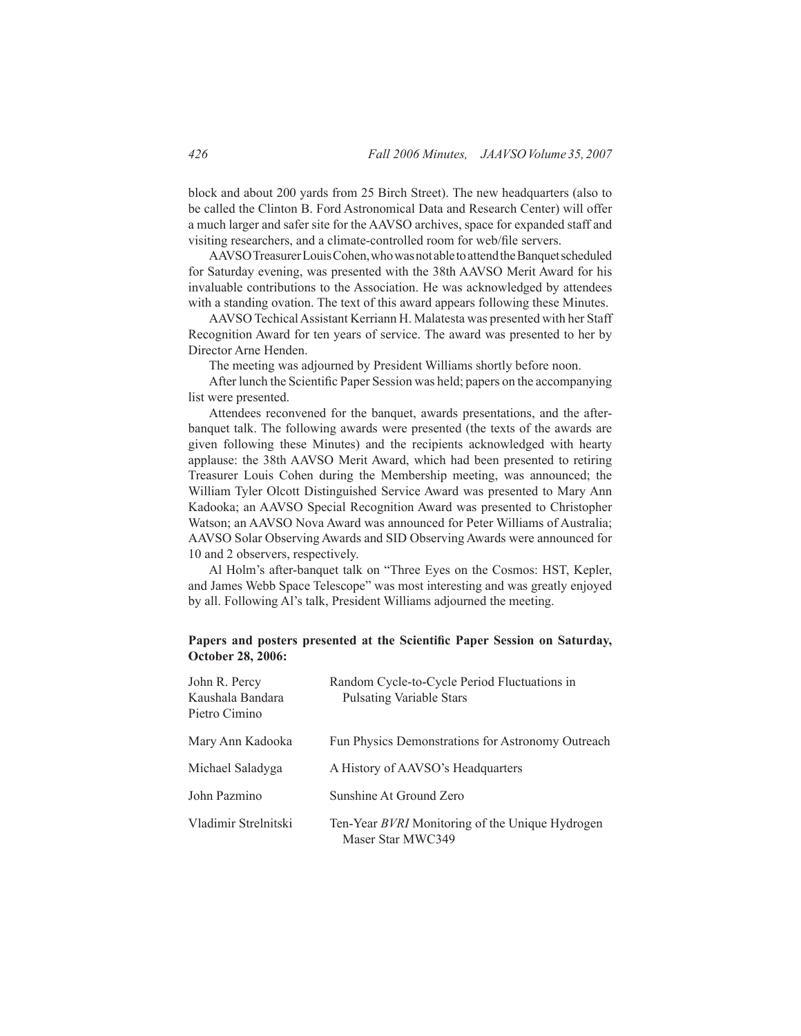block and about 200 yards from 25 Birch Street). The new headquarters (also to be called the Clinton B. Ford Astronomical Data and Research Center) will offer a much larger and safer site for the AAVSO archives, space for expanded staff and visiting researchers, and a climate-controlled room for web/file servers.

AAVSO Treasurer Louis Cohen, who was not able to attend the Banquet scheduled for Saturday evening, was presented with the 38th AAVSO Merit Award for his invaluable contributions to the Association. He was acknowledged by attendees with a standing ovation. The text of this award appears following these Minutes.

AAVSO Techical Assistant Kerriann H. Malatesta was presented with her Staff Recognition Award for ten years of service. The award was presented to her by Director Arne Henden.

The meeting was adjourned by President Williams shortly before noon.

After lunch the Scientific Paper Session was held; papers on the accompanying list were presented.

Attendees reconvened for the banquet, awards presentations, and the after-banquet talk. The following awards were presented (the texts of the awards are given following these Minutes) and the recipients acknowledged with hearty applause: the 38th AAVSO Merit Award, which had been presented to retiring Treasurer Louis Cohen during the Membership meeting, was announced; the William Tyler Olcott Distinguished Service Award was presented to Mary Ann Kadooka; an AAVSO Special Recognition Award was presented to Christopher Watson; an AAVSO Nova Award was announced for Peter Williams of Australia; AAVSO Solar Observing Awards and SID Observing Awards were announced for 10 and 2 observers, respectively.

Al Holm's after-banquet talk on "Three Eyes on the Cosmos: HST, Kepler, and James Webb Space Telescope" was most interesting and was greatly enjoyed by all. Following Al's talk, President Williams adjourned the meeting.

**Papers and posters presented at the Scientific Paper Session on Saturday, October 28, 2006:**

| | |
|---|---|
| John R. Percy<br>Kaushala Bandara<br>Pietro Cimino | Random Cycle-to-Cycle Period Fluctuations in Pulsating Variable Stars |
| Mary Ann Kadooka | Fun Physics Demonstrations for Astronomy Outreach |
| Michael Saladyga | A History of AAVSO's Headquarters |
| John Pazmino | Sunshine At Ground Zero |
| Vladimir Strelnitski | Ten-Year *BVRI* Monitoring of the Unique Hydrogen Maser Star MWC349 |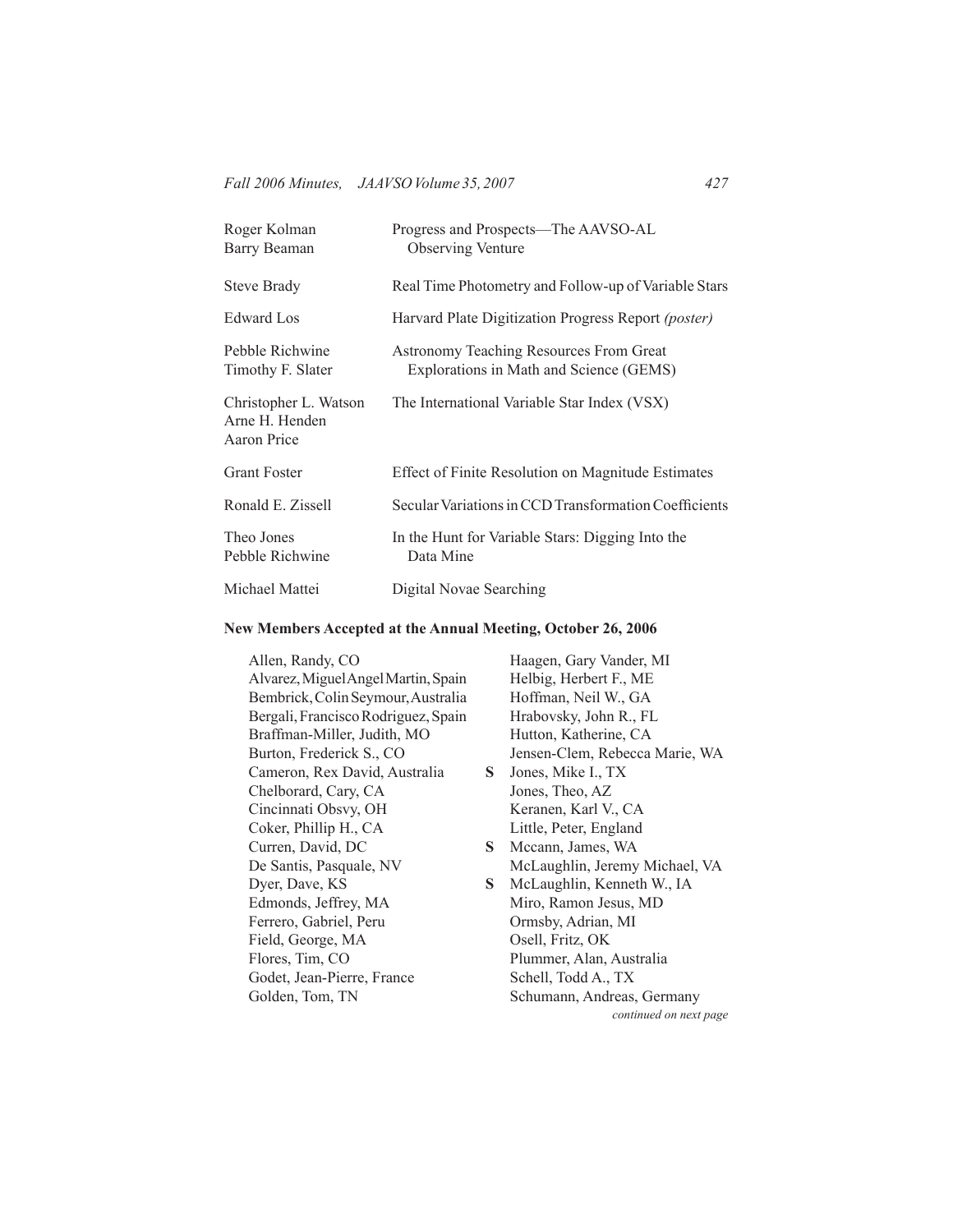| | |
|---|---|
| Roger Kolman<br>Barry Beaman | Progress and Prospects—The AAVSO-AL Observing Venture |
| Steve Brady | Real Time Photometry and Follow-up of Variable Stars |
| Edward Los | Harvard Plate Digitization Progress Report *(poster)* |
| Pebble Richwine<br>Timothy F. Slater | Astronomy Teaching Resources From Great Explorations in Math and Science (GEMS) |
| Christopher L. Watson<br>Arne H. Henden<br>Aaron Price | The International Variable Star Index (VSX) |
| Grant Foster | Effect of Finite Resolution on Magnitude Estimates |
| Ronald E. Zissell | Secular Variations in CCD Transformation Coefficients |
| Theo Jones<br>Pebble Richwine | In the Hunt for Variable Stars: Digging Into the Data Mine |
| Michael Mattei | Digital Novae Searching |

**New Members Accepted at the Annual Meeting, October 26, 2006**

Allen, Randy, CO
Alvarez, Miguel Angel Martin, Spain
Bembrick, Colin Seymour, Australia
Bergali, Francisco Rodriguez, Spain
Braffman-Miller, Judith, MO
Burton, Frederick S., CO
Cameron, Rex David, Australia
Chelborard, Cary, CA
Cincinnati Obsvy, OH
Coker, Phillip H., CA
Curren, David, DC
De Santis, Pasquale, NV
Dyer, Dave, KS
Edmonds, Jeffrey, MA
Ferrero, Gabriel, Peru
Field, George, MA
Flores, Tim, CO
Godet, Jean-Pierre, France
Golden, Tom, TN
Haagen, Gary Vander, MI
Helbig, Herbert F., ME
Hoffman, Neil W., GA
Hrabovsky, John R., FL
Hutton, Katherine, CA
Jensen-Clem, Rebecca Marie, WA
**S** Jones, Mike I., TX
Jones, Theo, AZ
Keranen, Karl V., CA
Little, Peter, England
**S** Mccann, James, WA
McLaughlin, Jeremy Michael, VA
**S** McLaughlin, Kenneth W., IA
Miro, Ramon Jesus, MD
Ormsby, Adrian, MI
Osell, Fritz, OK
Plummer, Alan, Australia
Schell, Todd A., TX
Schumann, Andreas, Germany

*continued on next page*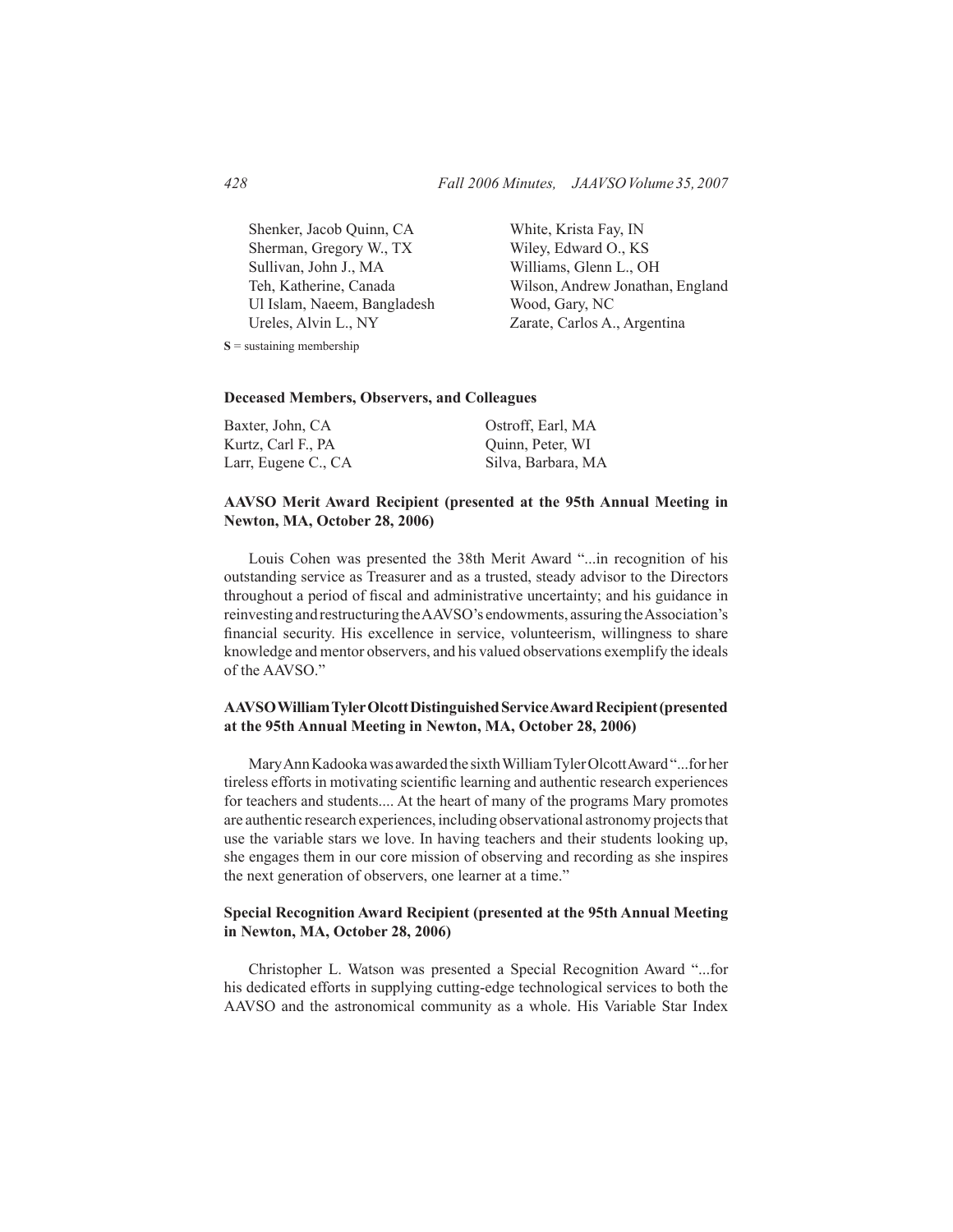Shenker, Jacob Quinn, CA
Sherman, Gregory W., TX
Sullivan, John J., MA
Teh, Katherine, Canada
Ul Islam, Naeem, Bangladesh
Ureles, Alvin L., NY
White, Krista Fay, IN
Wiley, Edward O., KS
Williams, Glenn L., OH
Wilson, Andrew Jonathan, England
Wood, Gary, NC
Zarate, Carlos A., Argentina

**S** = sustaining membership

**Deceased Members, Observers, and Colleagues**

Baxter, John, CA
Kurtz, Carl F., PA
Larr, Eugene C., CA
Ostroff, Earl, MA
Quinn, Peter, WI
Silva, Barbara, MA

**AAVSO Merit Award Recipient (presented at the 95th Annual Meeting in Newton, MA, October 28, 2006)**

Louis Cohen was presented the 38th Merit Award "...in recognition of his outstanding service as Treasurer and as a trusted, steady advisor to the Directors throughout a period of fiscal and administrative uncertainty; and his guidance in reinvesting and restructuring the AAVSO's endowments, assuring the Association's financial security. His excellence in service, volunteerism, willingness to share knowledge and mentor observers, and his valued observations exemplify the ideals of the AAVSO."

**AAVSO William Tyler Olcott Distinguished Service Award Recipient (presented at the 95th Annual Meeting in Newton, MA, October 28, 2006)**

Mary Ann Kadooka was awarded the sixth William Tyler Olcott Award "...for her tireless efforts in motivating scientific learning and authentic research experiences for teachers and students.... At the heart of many of the programs Mary promotes are authentic research experiences, including observational astronomy projects that use the variable stars we love. In having teachers and their students looking up, she engages them in our core mission of observing and recording as she inspires the next generation of observers, one learner at a time."

**Special Recognition Award Recipient (presented at the 95th Annual Meeting in Newton, MA, October 28, 2006)**

Christopher L. Watson was presented a Special Recognition Award "...for his dedicated efforts in supplying cutting-edge technological services to both the AAVSO and the astronomical community as a whole. His Variable Star Index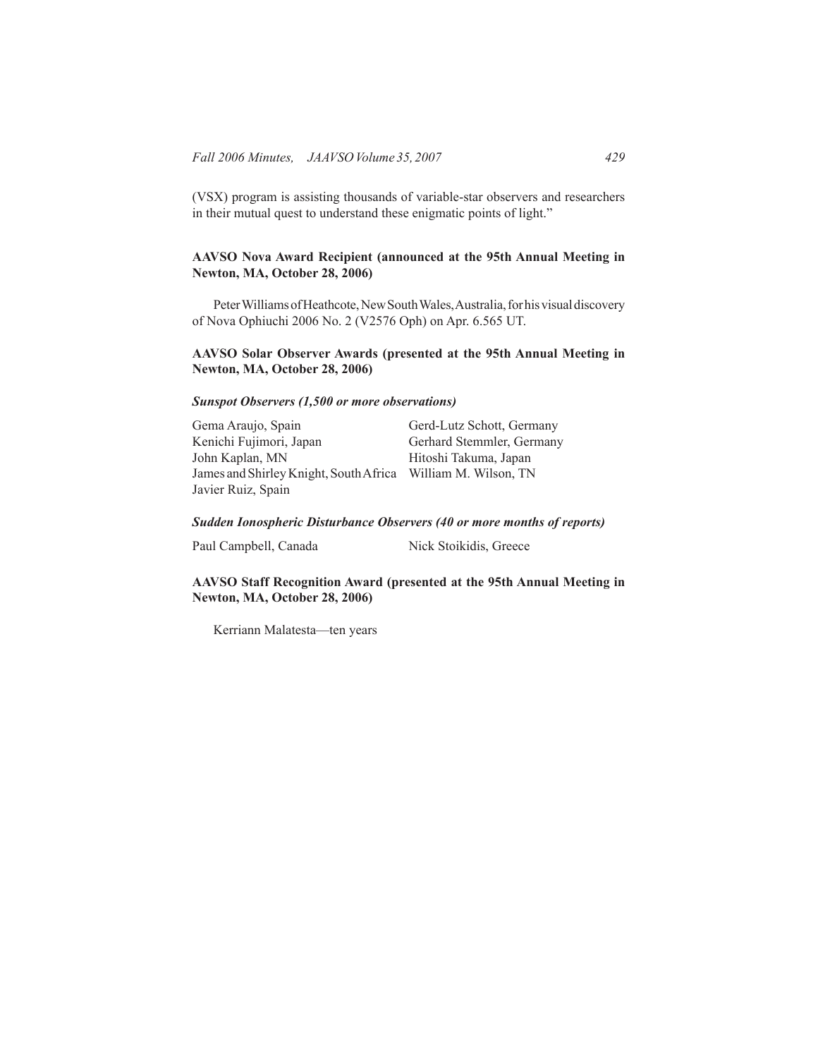(VSX) program is assisting thousands of variable-star observers and researchers in their mutual quest to understand these enigmatic points of light."

**AAVSO Nova Award Recipient (announced at the 95th Annual Meeting in Newton, MA, October 28, 2006)**

Peter Williams of Heathcote, New South Wales, Australia, for his visual discovery of Nova Ophiuchi 2006 No. 2 (V2576 Oph) on Apr. 6.565 UT.

**AAVSO Solar Observer Awards (presented at the 95th Annual Meeting in Newton, MA, October 28, 2006)**

***Sunspot Observers (1,500 or more observations)***

Gema Araujo, Spain
Kenichi Fujimori, Japan
John Kaplan, MN
James and Shirley Knight, South Africa
Javier Ruiz, Spain
Gerd-Lutz Schott, Germany
Gerhard Stemmler, Germany
Hitoshi Takuma, Japan
William M. Wilson, TN

***Sudden Ionospheric Disturbance Observers (40 or more months of reports)***

Paul Campbell, Canada
Nick Stoikidis, Greece

**AAVSO Staff Recognition Award (presented at the 95th Annual Meeting in Newton, MA, October 28, 2006)**

Kerriann Malatesta—ten years